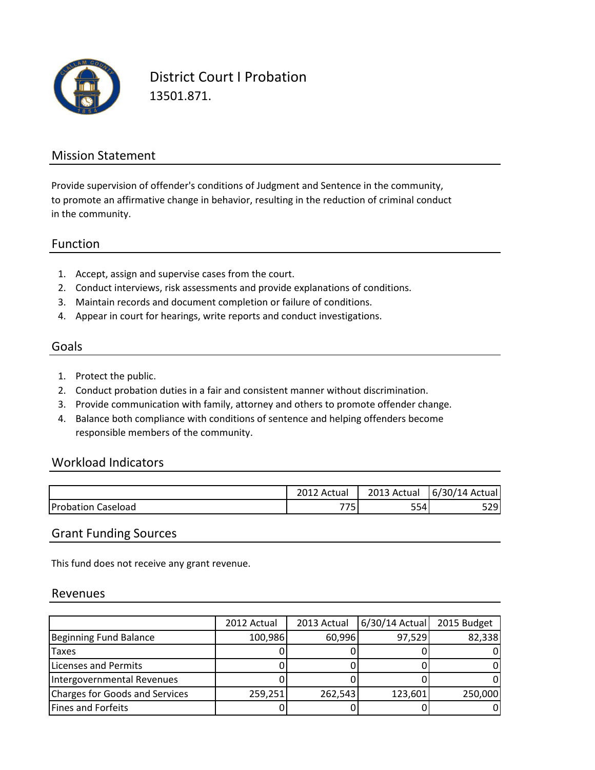# District Court I Probation

13501.871.

## Mission Statement

Provide supervision of offender's conditions of Judgment and Sentence in the community, to promote an affirmative change in behavior, resulting in the reduction of criminal conduct in the community.

## Function

1. Accept, assign and supervise cases from the court.
2. Conduct interviews, risk assessments and provide explanations of conditions.
3. Maintain records and document completion or failure of conditions.
4. Appear in court for hearings, write reports and conduct investigations.

## Goals

1. Protect the public.
2. Conduct probation duties in a fair and consistent manner without discrimination.
3. Provide communication with family, attorney and others to promote offender change.
4. Balance both compliance with conditions of sentence and helping offenders become responsible members of the community.

## Workload Indicators

| | 2012 Actual | 2013 Actual | 6/30/14 Actual |
|---|---|---|---|
| Probation Caseload | 775 | 554 | 529 |

## Grant Funding Sources

This fund does not receive any grant revenue.

## Revenues

| | 2012 Actual | 2013 Actual | 6/30/14 Actual | 2015 Budget |
|---|---|---|---|---|
| Beginning Fund Balance | 100,986 | 60,996 | 97,529 | 82,338 |
| Taxes | 0 | 0 | 0 | 0 |
| Licenses and Permits | 0 | 0 | 0 | 0 |
| Intergovernmental Revenues | 0 | 0 | 0 | 0 |
| Charges for Goods and Services | 259,251 | 262,543 | 123,601 | 250,000 |
| Fines and Forfeits | 0 | 0 | 0 | 0 |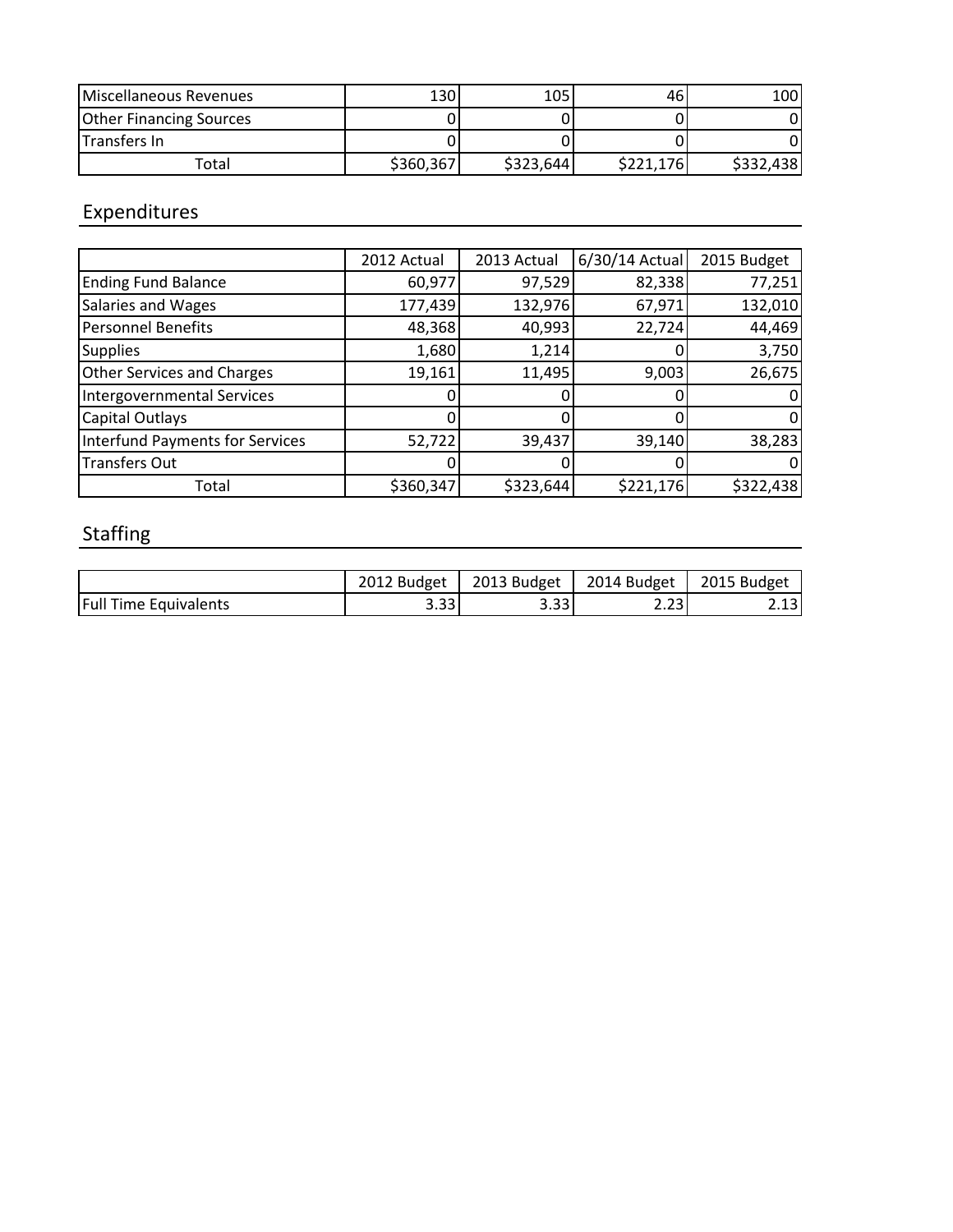| | | | | |
|---|---|---|---|---|
| Miscellaneous Revenues | 130 | 105 | 46 | 100 |
| Other Financing Sources | 0 | 0 | 0 | 0 |
| Transfers In | 0 | 0 | 0 | 0 |
| Total | $360,367 | $323,644 | $221,176 | $332,438 |

## Expenditures

| | 2012 Actual | 2013 Actual | 6/30/14 Actual | 2015 Budget |
|---|---|---|---|---|
| Ending Fund Balance | 60,977 | 97,529 | 82,338 | 77,251 |
| Salaries and Wages | 177,439 | 132,976 | 67,971 | 132,010 |
| Personnel Benefits | 48,368 | 40,993 | 22,724 | 44,469 |
| Supplies | 1,680 | 1,214 | 0 | 3,750 |
| Other Services and Charges | 19,161 | 11,495 | 9,003 | 26,675 |
| Intergovernmental Services | 0 | 0 | 0 | 0 |
| Capital Outlays | 0 | 0 | 0 | 0 |
| Interfund Payments for Services | 52,722 | 39,437 | 39,140 | 38,283 |
| Transfers Out | 0 | 0 | 0 | 0 |
| Total | $360,347 | $323,644 | $221,176 | $322,438 |

## Staffing

| | 2012 Budget | 2013 Budget | 2014 Budget | 2015 Budget |
|---|---|---|---|---|
| Full Time Equivalents | 3.33 | 3.33 | 2.23 | 2.13 |